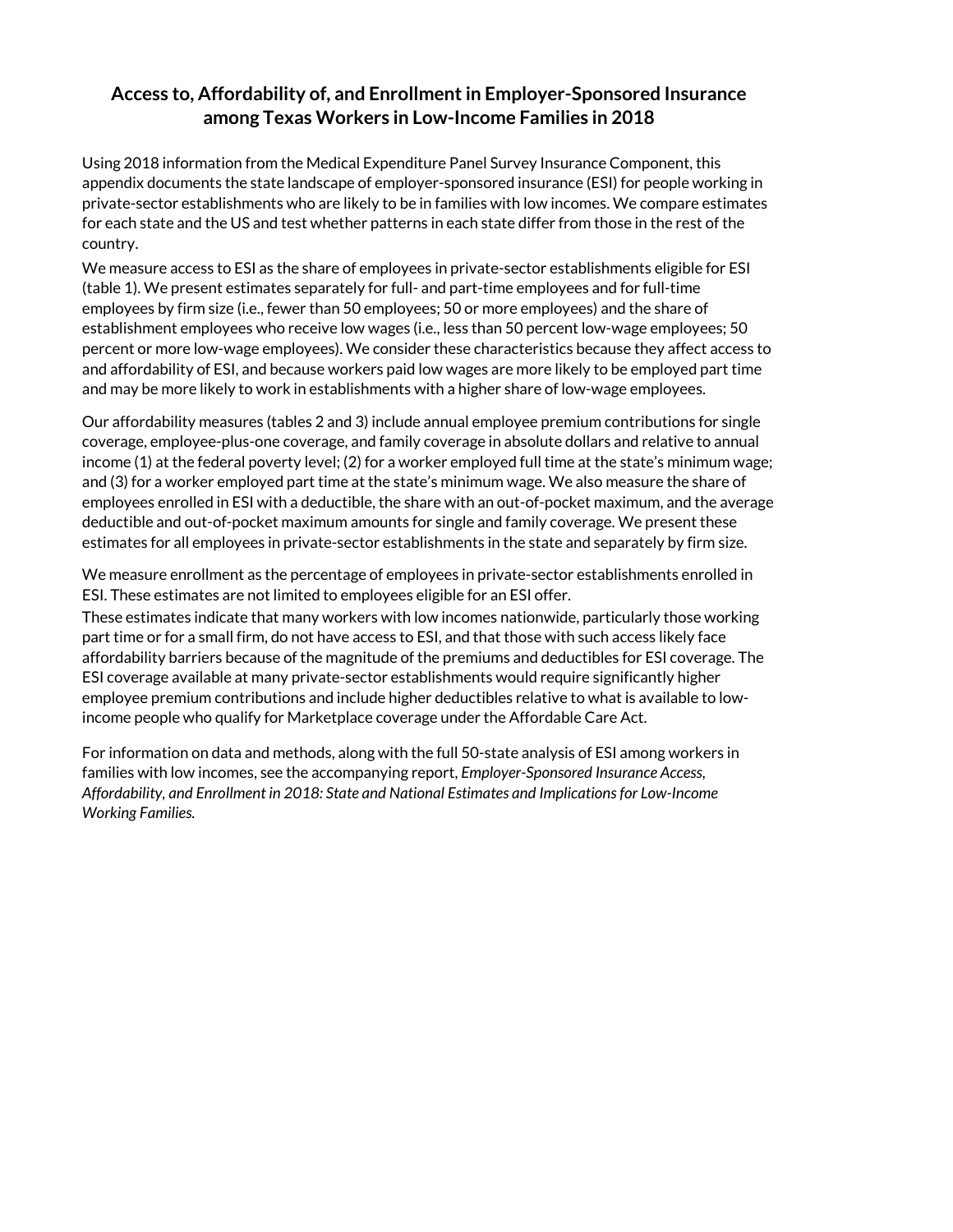# Access to, Affordability of, and Enrollment in Employer-Sponsored Insurance among Texas Workers in Low-Income Families in 2018

Using 2018 information from the Medical Expenditure Panel Survey Insurance Component, this appendix documents the state landscape of employer-sponsored insurance (ESI) for people working in private-sector establishments who are likely to be in families with low incomes. We compare estimates for each state and the US and test whether patterns in each state differ from those in the rest of the country.

We measure access to ESI as the share of employees in private-sector establishments eligible for ESI (table 1). We present estimates separately for full- and part-time employees and for full-time employees by firm size (i.e., fewer than 50 employees; 50 or more employees) and the share of establishment employees who receive low wages (i.e., less than 50 percent low-wage employees; 50 percent or more low-wage employees). We consider these characteristics because they affect access to and affordability of ESI, and because workers paid low wages are more likely to be employed part time and may be more likely to work in establishments with a higher share of low-wage employees.

Our affordability measures (tables 2 and 3) include annual employee premium contributions for single coverage, employee-plus-one coverage, and family coverage in absolute dollars and relative to annual income (1) at the federal poverty level; (2) for a worker employed full time at the state's minimum wage; and (3) for a worker employed part time at the state's minimum wage. We also measure the share of employees enrolled in ESI with a deductible, the share with an out-of-pocket maximum, and the average deductible and out-of-pocket maximum amounts for single and family coverage. We present these estimates for all employees in private-sector establishments in the state and separately by firm size.

We measure enrollment as the percentage of employees in private-sector establishments enrolled in ESI. These estimates are not limited to employees eligible for an ESI offer.

These estimates indicate that many workers with low incomes nationwide, particularly those working part time or for a small firm, do not have access to ESI, and that those with such access likely face affordability barriers because of the magnitude of the premiums and deductibles for ESI coverage. The ESI coverage available at many private-sector establishments would require significantly higher employee premium contributions and include higher deductibles relative to what is available to low-income people who qualify for Marketplace coverage under the Affordable Care Act.

For information on data and methods, along with the full 50-state analysis of ESI among workers in families with low incomes, see the accompanying report, *Employer-Sponsored Insurance Access, Affordability, and Enrollment in 2018: State and National Estimates and Implications for Low-Income Working Families.*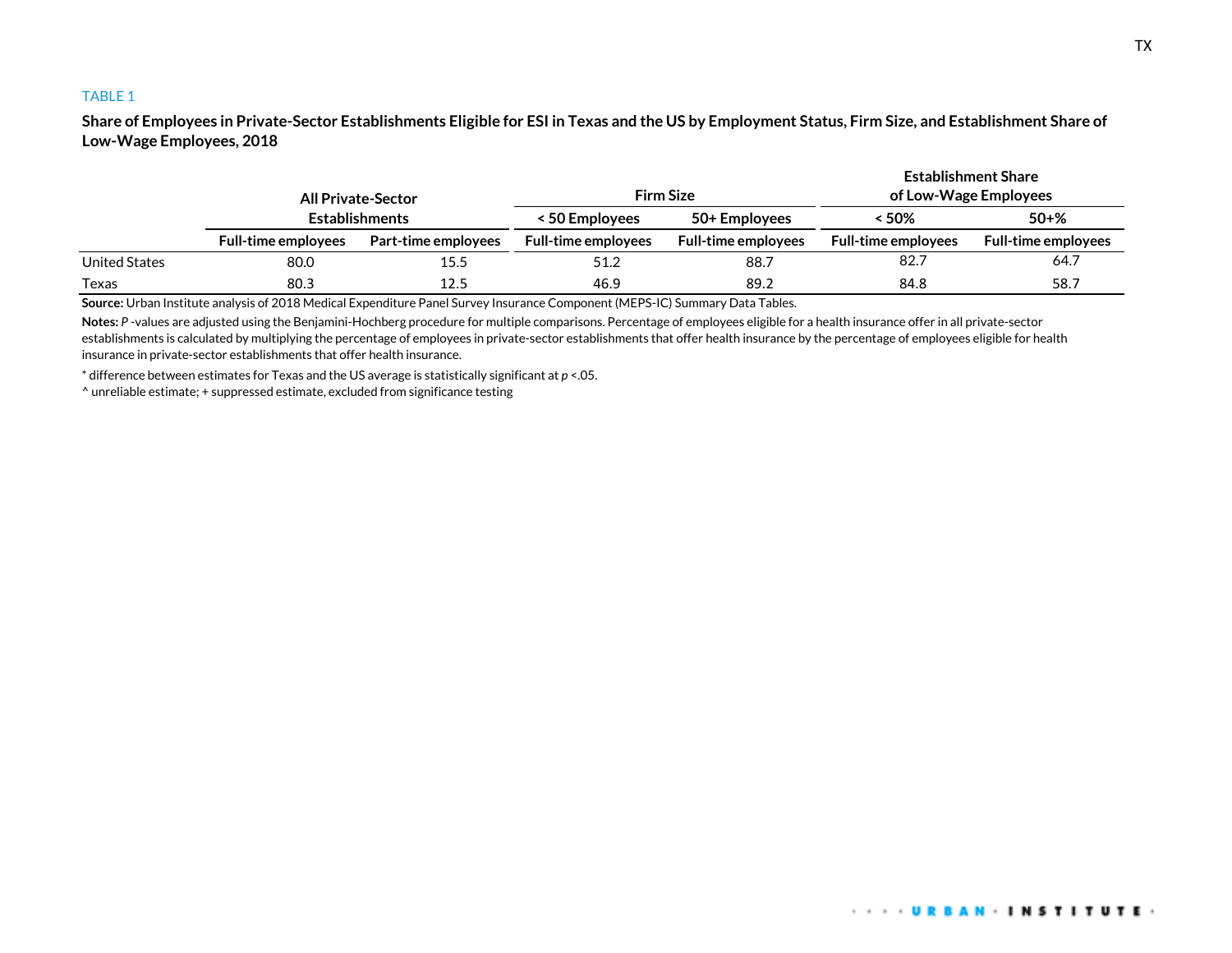TABLE 1

**Share of Employees in Private-Sector Establishments Eligible for ESI in Texas and the US by Employment Status, Firm Size, and Establishment Share of Low-Wage Employees, 2018**

| | All Private-Sector Establishments | | Firm Size | | Establishment Share of Low-Wage Employees | |
|---|---|---|---|---|---|---|
| | | | < 50 Employees | 50+ Employees | < 50% | 50+% |
| | Full-time employees | Part-time employees | Full-time employees | Full-time employees | Full-time employees | Full-time employees |
| United States | 80.0 | 15.5 | 51.2 | 88.7 | 82.7 | 64.7 |
| Texas | 80.3 | 12.5 | 46.9 | 89.2 | 84.8 | 58.7 |

**Source:** Urban Institute analysis of 2018 Medical Expenditure Panel Survey Insurance Component (MEPS-IC) Summary Data Tables.

**Notes:** *P* -values are adjusted using the Benjamini-Hochberg procedure for multiple comparisons. Percentage of employees eligible for a health insurance offer in all private-sector establishments is calculated by multiplying the percentage of employees in private-sector establishments that offer health insurance by the percentage of employees eligible for health insurance in private-sector establishments that offer health insurance.

* difference between estimates for Texas and the US average is statistically significant at $p < .05$.

^ unreliable estimate; + suppressed estimate, excluded from significance testing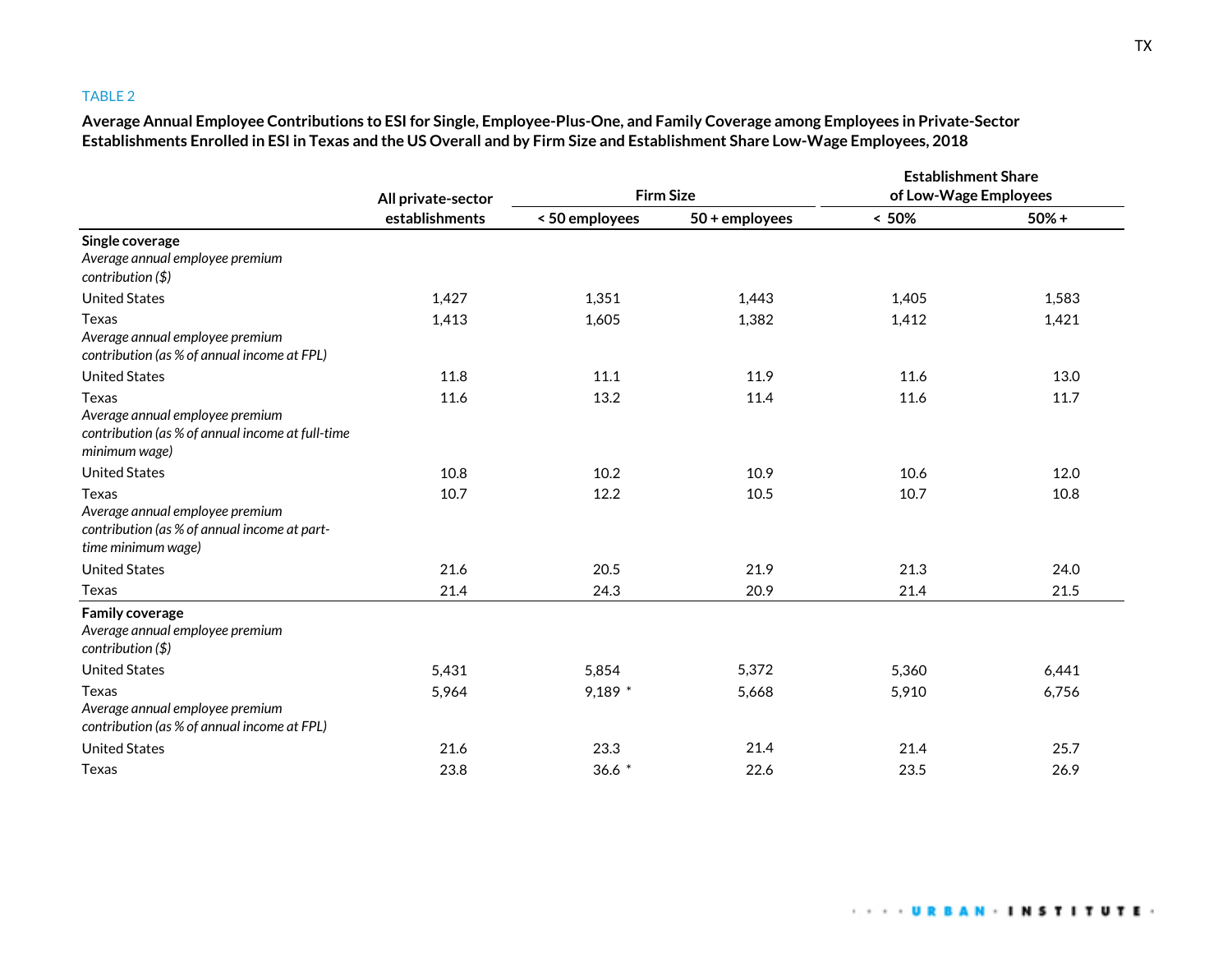TABLE 2

**Average Annual Employee Contributions to ESI for Single, Employee-Plus-One, and Family Coverage among Employees in Private-Sector Establishments Enrolled in ESI in Texas and the US Overall and by Firm Size and Establishment Share Low-Wage Employees, 2018**

| | All private-sector establishments | Firm Size | | Establishment Share of Low-Wage Employees | |
|---|---|---|---|---|---|
| | | < 50 employees | 50 + employees | < 50% | 50% + |
| **Single coverage** | | | | | |
| *Average annual employee premium contribution ($)* | | | | | |
| United States | 1,427 | 1,351 | 1,443 | 1,405 | 1,583 |
| Texas | 1,413 | 1,605 | 1,382 | 1,412 | 1,421 |
| *Average annual employee premium contribution (as % of annual income at FPL)* | | | | | |
| United States | 11.8 | 11.1 | 11.9 | 11.6 | 13.0 |
| Texas | 11.6 | 13.2 | 11.4 | 11.6 | 11.7 |
| *Average annual employee premium contribution (as % of annual income at full-time minimum wage)* | | | | | |
| United States | 10.8 | 10.2 | 10.9 | 10.6 | 12.0 |
| Texas | 10.7 | 12.2 | 10.5 | 10.7 | 10.8 |
| *Average annual employee premium contribution (as % of annual income at part-time minimum wage)* | | | | | |
| United States | 21.6 | 20.5 | 21.9 | 21.3 | 24.0 |
| Texas | 21.4 | 24.3 | 20.9 | 21.4 | 21.5 |
| **Family coverage** | | | | | |
| *Average annual employee premium contribution ($)* | | | | | |
| United States | 5,431 | 5,854 | 5,372 | 5,360 | 6,441 |
| Texas | 5,964 | 9,189 * | 5,668 | 5,910 | 6,756 |
| *Average annual employee premium contribution (as % of annual income at FPL)* | | | | | |
| United States | 21.6 | 23.3 | 21.4 | 21.4 | 25.7 |
| Texas | 23.8 | 36.6 * | 22.6 | 23.5 | 26.9 |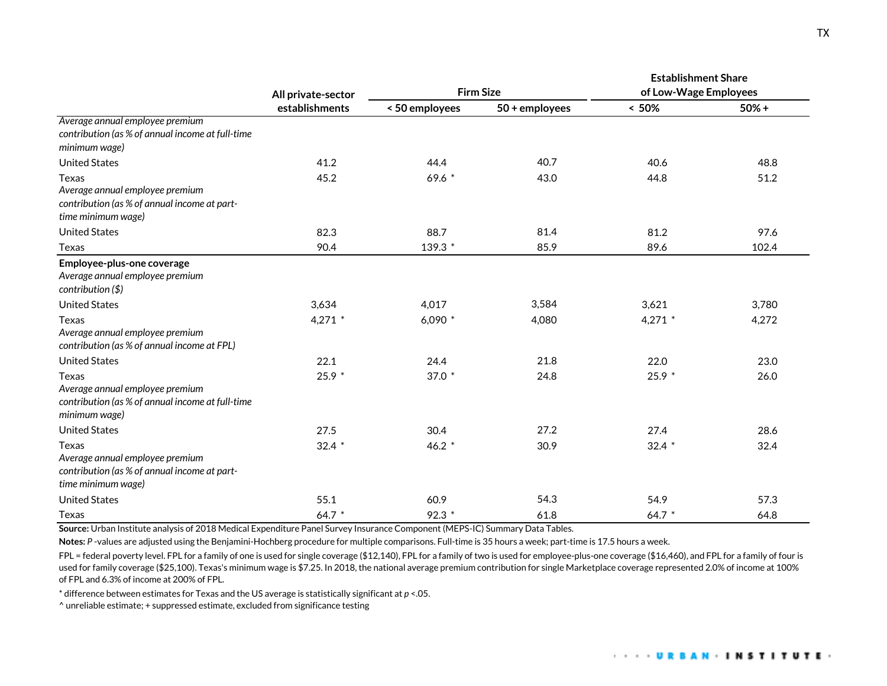| | All private-sector establishments | Firm Size | | Establishment Share of Low-Wage Employees | |
|---|---|---|---|---|---|
| | | < 50 employees | 50 + employees | < 50% | 50% + |
| *Average annual employee premium contribution (as % of annual income at full-time minimum wage)* | | | | | |
| United States | 41.2 | 44.4 | 40.7 | 40.6 | 48.8 |
| Texas | 45.2 | 69.6 * | 43.0 | 44.8 | 51.2 |
| *Average annual employee premium contribution (as % of annual income at part-time minimum wage)* | | | | | |
| United States | 82.3 | 88.7 | 81.4 | 81.2 | 97.6 |
| Texas | 90.4 | 139.3 * | 85.9 | 89.6 | 102.4 |
| **Employee-plus-one coverage** | | | | | |
| *Average annual employee premium contribution ($)* | | | | | |
| United States | 3,634 | 4,017 | 3,584 | 3,621 | 3,780 |
| Texas | 4,271 * | 6,090 * | 4,080 | 4,271 * | 4,272 |
| *Average annual employee premium contribution (as % of annual income at FPL)* | | | | | |
| United States | 22.1 | 24.4 | 21.8 | 22.0 | 23.0 |
| Texas | 25.9 * | 37.0 * | 24.8 | 25.9 * | 26.0 |
| *Average annual employee premium contribution (as % of annual income at full-time minimum wage)* | | | | | |
| United States | 27.5 | 30.4 | 27.2 | 27.4 | 28.6 |
| Texas | 32.4 * | 46.2 * | 30.9 | 32.4 * | 32.4 |
| *Average annual employee premium contribution (as % of annual income at part-time minimum wage)* | | | | | |
| United States | 55.1 | 60.9 | 54.3 | 54.9 | 57.3 |
| Texas | 64.7 * | 92.3 * | 61.8 | 64.7 * | 64.8 |

**Source:** Urban Institute analysis of 2018 Medical Expenditure Panel Survey Insurance Component (MEPS-IC) Summary Data Tables.

**Notes:** *P* -values are adjusted using the Benjamini-Hochberg procedure for multiple comparisons. Full-time is 35 hours a week; part-time is 17.5 hours a week.

FPL = federal poverty level. FPL for a family of one is used for single coverage ($12,140), FPL for a family of two is used for employee-plus-one coverage ($16,460), and FPL for a family of four is used for family coverage ($25,100). Texas's minimum wage is $7.25. In 2018, the national average premium contribution for single Marketplace coverage represented 2.0% of income at 100% of FPL and 6.3% of income at 200% of FPL.

* difference between estimates for Texas and the US average is statistically significant at $p < .05$.

^ unreliable estimate; + suppressed estimate, excluded from significance testing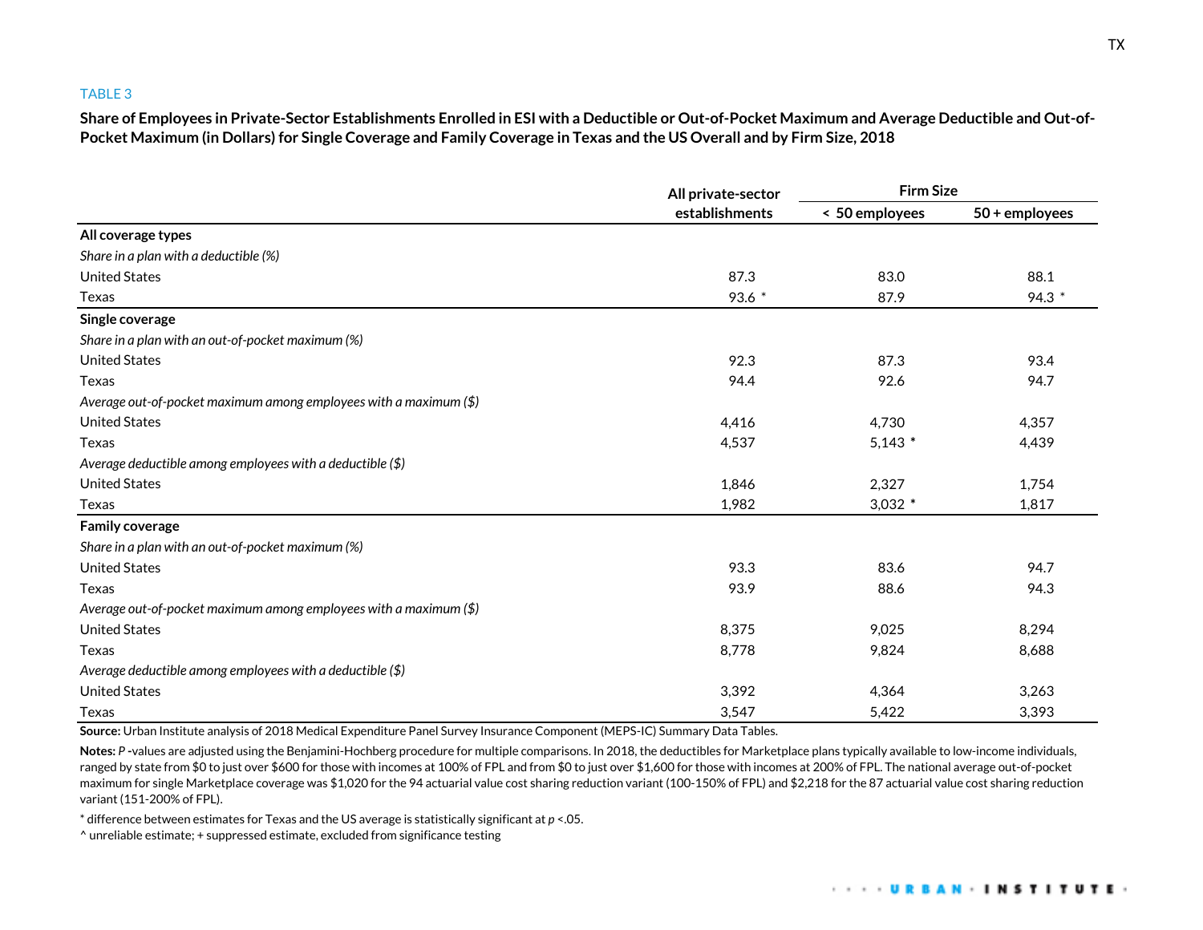TABLE 3

**Share of Employees in Private-Sector Establishments Enrolled in ESI with a Deductible or Out-of-Pocket Maximum and Average Deductible and Out-of-Pocket Maximum (in Dollars) for Single Coverage and Family Coverage in Texas and the US Overall and by Firm Size, 2018**

| | All private-sector establishments | Firm Size | |
|---|---|---|---|
| | | < 50 employees | 50 + employees |
| **All coverage types** | | | |
| *Share in a plan with a deductible (%)* | | | |
| United States | 87.3 | 83.0 | 88.1 |
| Texas | 93.6 * | 87.9 | 94.3 * |
| **Single coverage** | | | |
| *Share in a plan with an out-of-pocket maximum (%)* | | | |
| United States | 92.3 | 87.3 | 93.4 |
| Texas | 94.4 | 92.6 | 94.7 |
| *Average out-of-pocket maximum among employees with a maximum ($)* | | | |
| United States | 4,416 | 4,730 | 4,357 |
| Texas | 4,537 | 5,143 * | 4,439 |
| *Average deductible among employees with a deductible ($)* | | | |
| United States | 1,846 | 2,327 | 1,754 |
| Texas | 1,982 | 3,032 * | 1,817 |
| **Family coverage** | | | |
| *Share in a plan with an out-of-pocket maximum (%)* | | | |
| United States | 93.3 | 83.6 | 94.7 |
| Texas | 93.9 | 88.6 | 94.3 |
| *Average out-of-pocket maximum among employees with a maximum ($)* | | | |
| United States | 8,375 | 9,025 | 8,294 |
| Texas | 8,778 | 9,824 | 8,688 |
| *Average deductible among employees with a deductible ($)* | | | |
| United States | 3,392 | 4,364 | 3,263 |
| Texas | 3,547 | 5,422 | 3,393 |

**Source:** Urban Institute analysis of 2018 Medical Expenditure Panel Survey Insurance Component (MEPS-IC) Summary Data Tables.

**Notes:** *P* -values are adjusted using the Benjamini-Hochberg procedure for multiple comparisons. In 2018, the deductibles for Marketplace plans typically available to low-income individuals, ranged by state from $0 to just over $600 for those with incomes at 100% of FPL and from $0 to just over $1,600 for those with incomes at 200% of FPL. The national average out-of-pocket maximum for single Marketplace coverage was $1,020 for the 94 actuarial value cost sharing reduction variant (100-150% of FPL) and $2,218 for the 87 actuarial value cost sharing reduction variant (151-200% of FPL).

* difference between estimates for Texas and the US average is statistically significant at $p < .05$.

^ unreliable estimate; + suppressed estimate, excluded from significance testing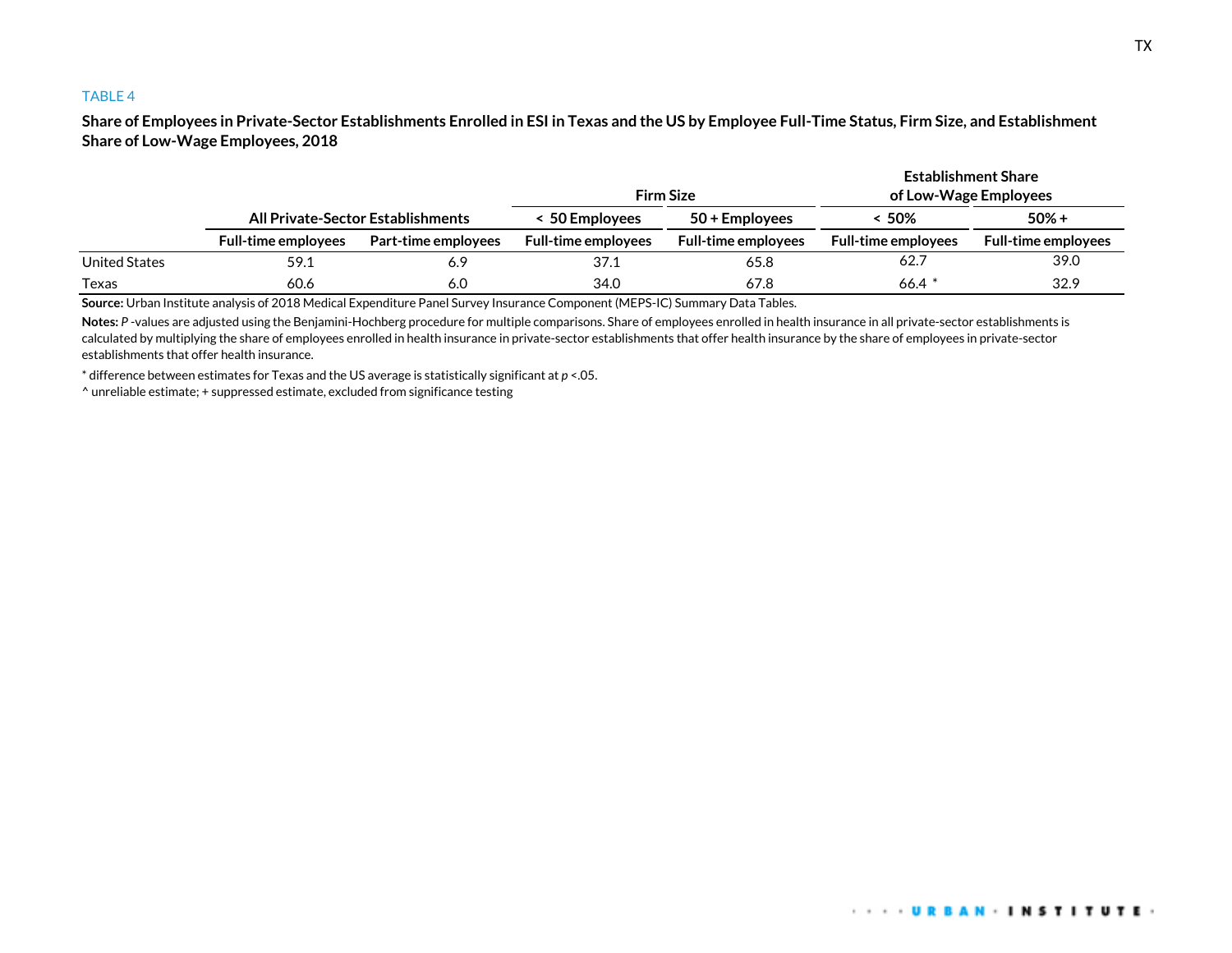TABLE 4

**Share of Employees in Private-Sector Establishments Enrolled in ESI in Texas and the US by Employee Full-Time Status, Firm Size, and Establishment Share of Low-Wage Employees, 2018**

| | All Private-Sector Establishments | | Firm Size | | Establishment Share of Low-Wage Employees | |
|---|---|---|---|---|---|---|
| | | | < 50 Employees | 50 + Employees | < 50% | 50% + |
| | Full-time employees | Part-time employees | Full-time employees | Full-time employees | Full-time employees | Full-time employees |
| United States | 59.1 | 6.9 | 37.1 | 65.8 | 62.7 | 39.0 |
| Texas | 60.6 | 6.0 | 34.0 | 67.8 | 66.4 * | 32.9 |

**Source:** Urban Institute analysis of 2018 Medical Expenditure Panel Survey Insurance Component (MEPS-IC) Summary Data Tables.

**Notes:** *P* -values are adjusted using the Benjamini-Hochberg procedure for multiple comparisons. Share of employees enrolled in health insurance in all private-sector establishments is calculated by multiplying the share of employees enrolled in health insurance in private-sector establishments that offer health insurance by the share of employees in private-sector establishments that offer health insurance.

* difference between estimates for Texas and the US average is statistically significant at $p < .05$.

^ unreliable estimate; + suppressed estimate, excluded from significance testing